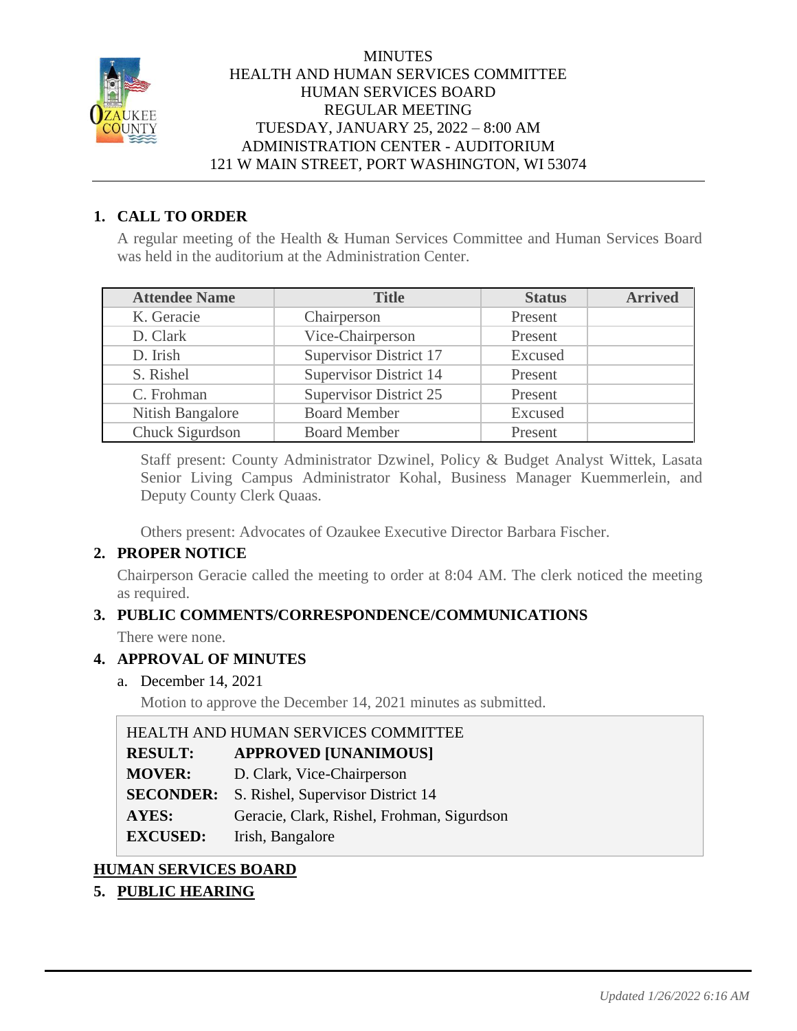# MINUTES
# HEALTH AND HUMAN SERVICES COMMITTEE
# HUMAN SERVICES BOARD
## REGULAR MEETING
## TUESDAY, JANUARY 25, 2022 – 8:00 AM
## ADMINISTRATION CENTER - AUDITORIUM
## 121 W MAIN STREET, PORT WASHINGTON, WI 53074

## 1. CALL TO ORDER

A regular meeting of the Health & Human Services Committee and Human Services Board was held in the auditorium at the Administration Center.

| Attendee Name | Title | Status | Arrived |
|---|---|---|---|
| K. Geracie | Chairperson | Present | |
| D. Clark | Vice-Chairperson | Present | |
| D. Irish | Supervisor District 17 | Excused | |
| S. Rishel | Supervisor District 14 | Present | |
| C. Frohman | Supervisor District 25 | Present | |
| Nitish Bangalore | Board Member | Excused | |
| Chuck Sigurdson | Board Member | Present | |

Staff present: County Administrator Dzwinel, Policy & Budget Analyst Wittek, Lasata Senior Living Campus Administrator Kohal, Business Manager Kuemmerlein, and Deputy County Clerk Quaas.

Others present: Advocates of Ozaukee Executive Director Barbara Fischer.

## 2. PROPER NOTICE

Chairperson Geracie called the meeting to order at 8:04 AM. The clerk noticed the meeting as required.

## 3. PUBLIC COMMENTS/CORRESPONDENCE/COMMUNICATIONS

There were none.

## 4. APPROVAL OF MINUTES

a. December 14, 2021

Motion to approve the December 14, 2021 minutes as submitted.

HEALTH AND HUMAN SERVICES COMMITTEE
**RESULT:** **APPROVED [UNANIMOUS]**
**MOVER:** D. Clark, Vice-Chairperson
**SECONDER:** S. Rishel, Supervisor District 14
**AYES:** Geracie, Clark, Rishel, Frohman, Sigurdson
**EXCUSED:** Irish, Bangalore

## HUMAN SERVICES BOARD

## 5. PUBLIC HEARING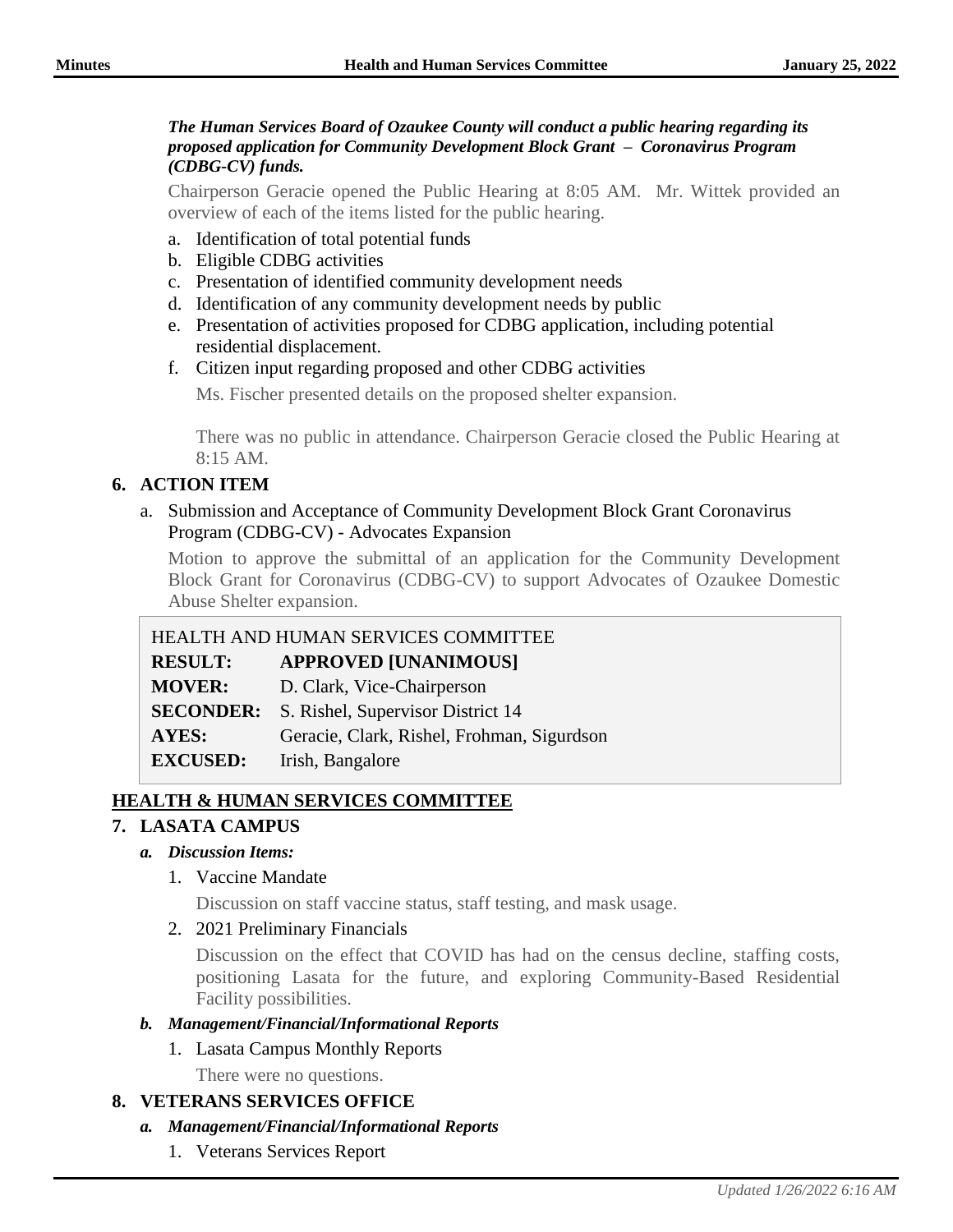***The Human Services Board of Ozaukee County will conduct a public hearing regarding its proposed application for Community Development Block Grant – Coronavirus Program (CDBG-CV) funds.***

Chairperson Geracie opened the Public Hearing at 8:05 AM. Mr. Wittek provided an overview of each of the items listed for the public hearing.

a. Identification of total potential funds
b. Eligible CDBG activities
c. Presentation of identified community development needs
d. Identification of any community development needs by public
e. Presentation of activities proposed for CDBG application, including potential residential displacement.
f. Citizen input regarding proposed and other CDBG activities

   Ms. Fischer presented details on the proposed shelter expansion.

   There was no public in attendance. Chairperson Geracie closed the Public Hearing at 8:15 AM.

## 6. ACTION ITEM

a. Submission and Acceptance of Community Development Block Grant Coronavirus Program (CDBG-CV) - Advocates Expansion

   Motion to approve the submittal of an application for the Community Development Block Grant for Coronavirus (CDBG-CV) to support Advocates of Ozaukee Domestic Abuse Shelter expansion.

| HEALTH AND HUMAN SERVICES COMMITTEE | |
|---|---|
| **RESULT:** | **APPROVED [UNANIMOUS]** |
| **MOVER:** | D. Clark, Vice-Chairperson |
| **SECONDER:** | S. Rishel, Supervisor District 14 |
| **AYES:** | Geracie, Clark, Rishel, Frohman, Sigurdson |
| **EXCUSED:** | Irish, Bangalore |

## HEALTH & HUMAN SERVICES COMMITTEE

## 7. LASATA CAMPUS

***a. Discussion Items:***

1. Vaccine Mandate

   Discussion on staff vaccine status, staff testing, and mask usage.

2. 2021 Preliminary Financials

   Discussion on the effect that COVID has had on the census decline, staffing costs, positioning Lasata for the future, and exploring Community-Based Residential Facility possibilities.

***b. Management/Financial/Informational Reports***

1. Lasata Campus Monthly Reports

   There were no questions.

## 8. VETERANS SERVICES OFFICE

***a. Management/Financial/Informational Reports***

1. Veterans Services Report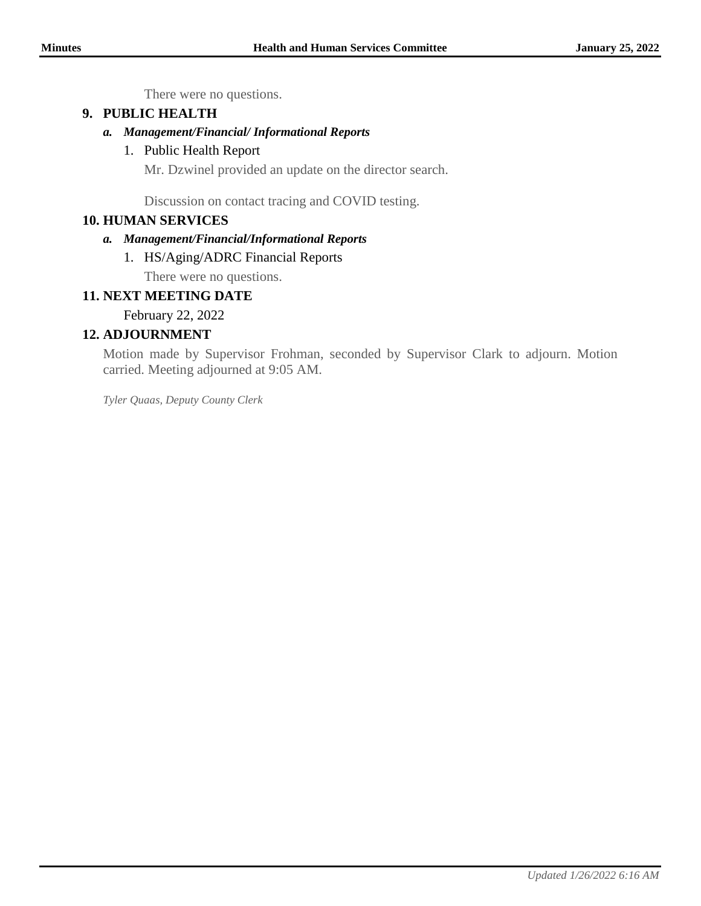There were no questions.

## 9. PUBLIC HEALTH

### *a. Management/Financial/ Informational Reports*

1. Public Health Report

   Mr. Dzwinel provided an update on the director search.

   Discussion on contact tracing and COVID testing.

## 10. HUMAN SERVICES

### *a. Management/Financial/Informational Reports*

1. HS/Aging/ADRC Financial Reports

   There were no questions.

## 11. NEXT MEETING DATE

February 22, 2022

## 12. ADJOURNMENT

Motion made by Supervisor Frohman, seconded by Supervisor Clark to adjourn. Motion carried. Meeting adjourned at 9:05 AM.

*Tyler Quaas, Deputy County Clerk*